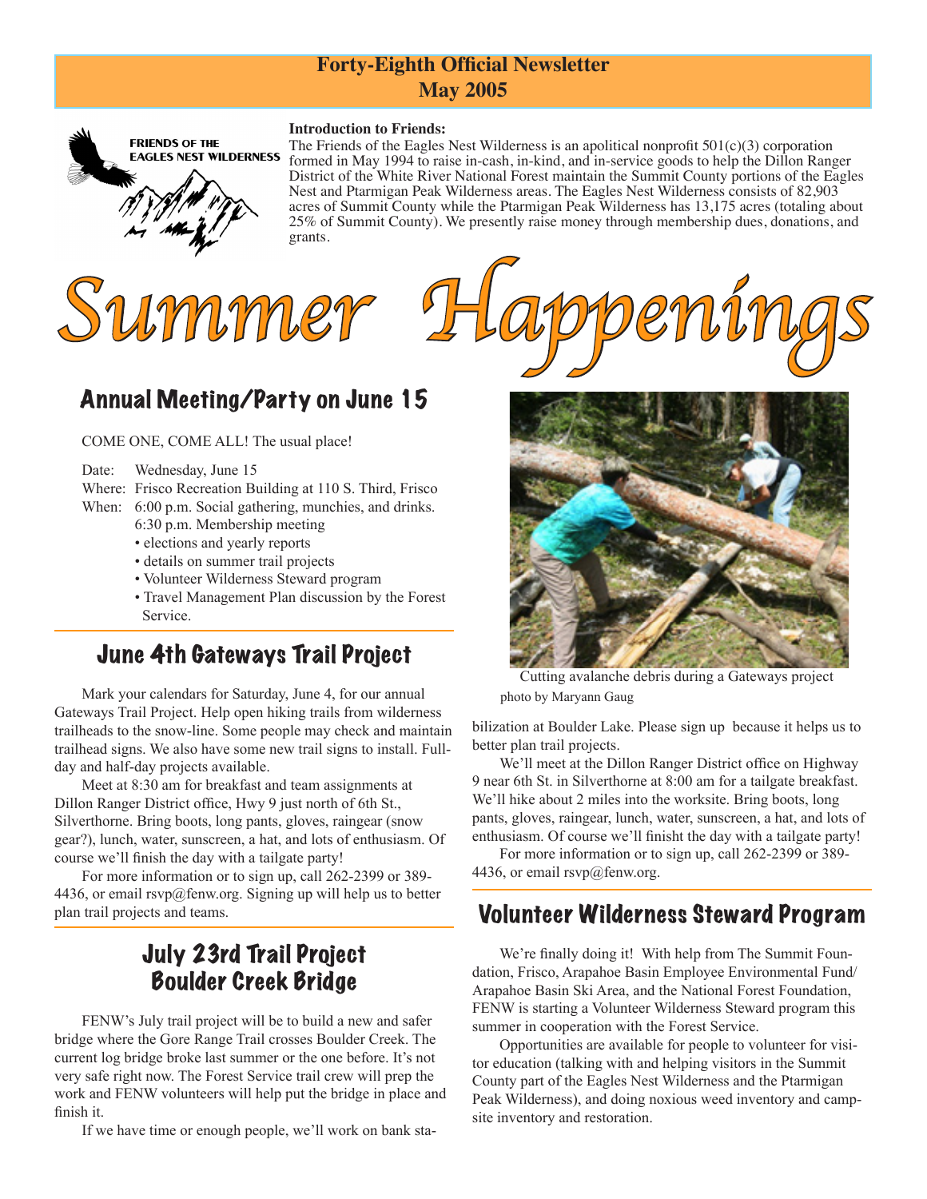**Forty-Eighth Official Newsletter**
**May 2005**

FRIENDS OF THE EAGLES NEST WILDERNESS

**Introduction to Friends:**
The Friends of the Eagles Nest Wilderness is an apolitical nonprofit 501(c)(3) corporation formed in May 1994 to raise in-cash, in-kind, and in-service goods to help the Dillon Ranger District of the White River National Forest maintain the Summit County portions of the Eagles Nest and Ptarmigan Peak Wilderness areas. The Eagles Nest Wilderness consists of 82,903 acres of Summit County while the Ptarmigan Peak Wilderness has 13,175 acres (totaling about 25% of Summit County). We presently raise money through membership dues, donations, and grants.

# *Summer Happenings*

## Annual Meeting/Party on June 15

COME ONE, COME ALL! The usual place!

Date: Wednesday, June 15
Where: Frisco Recreation Building at 110 S. Third, Frisco
When: 6:00 p.m. Social gathering, munchies, and drinks.
6:30 p.m. Membership meeting

- elections and yearly reports
- details on summer trail projects
- Volunteer Wilderness Steward program
- Travel Management Plan discussion by the Forest Service.

## June 4th Gateways Trail Project

Mark your calendars for Saturday, June 4, for our annual Gateways Trail Project. Help open hiking trails from wilderness trailheads to the snow-line. Some people may check and maintain trailhead signs. We also have some new trail signs to install. Full-day and half-day projects available.

Meet at 8:30 am for breakfast and team assignments at Dillon Ranger District office, Hwy 9 just north of 6th St., Silverthorne. Bring boots, long pants, gloves, raingear (snow gear?), lunch, water, sunscreen, a hat, and lots of enthusiasm. Of course we'll finish the day with a tailgate party!

For more information or to sign up, call 262-2399 or 389-4436, or email rsvp@fenw.org. Signing up will help us to better plan trail projects and teams.

## July 23rd Trail Project Boulder Creek Bridge

FENW's July trail project will be to build a new and safer bridge where the Gore Range Trail crosses Boulder Creek. The current log bridge broke last summer or the one before. It's not very safe right now. The Forest Service trail crew will prep the work and FENW volunteers will help put the bridge in place and finish it.

If we have time or enough people, we'll work on bank stabilization at Boulder Lake. Please sign up because it helps us to better plan trail projects.

We'll meet at the Dillon Ranger District office on Highway 9 near 6th St. in Silverthorne at 8:00 am for a tailgate breakfast. We'll hike about 2 miles into the worksite. Bring boots, long pants, gloves, raingear, lunch, water, sunscreen, a hat, and lots of enthusiasm. Of course we'll finisht the day with a tailgate party!

For more information or to sign up, call 262-2399 or 389-4436, or email rsvp@fenw.org.

Cutting avalanche debris during a Gateways project
photo by Maryann Gaug

## Volunteer Wilderness Steward Program

We're finally doing it! With help from The Summit Foundation, Frisco, Arapahoe Basin Employee Environmental Fund/ Arapahoe Basin Ski Area, and the National Forest Foundation, FENW is starting a Volunteer Wilderness Steward program this summer in cooperation with the Forest Service.

Opportunities are available for people to volunteer for visitor education (talking with and helping visitors in the Summit County part of the Eagles Nest Wilderness and the Ptarmigan Peak Wilderness), and doing noxious weed inventory and campsite inventory and restoration.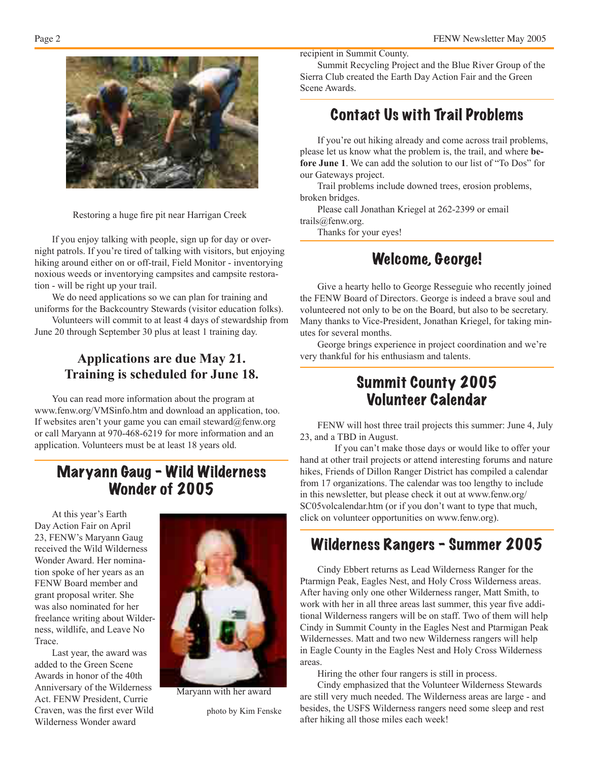Restoring a huge fire pit near Harrigan Creek

If you enjoy talking with people, sign up for day or overnight patrols. If you're tired of talking with visitors, but enjoying hiking around either on or off-trail, Field Monitor - inventorying noxious weeds or inventorying campsites and campsite restoration - will be right up your trail.

We do need applications so we can plan for training and uniforms for the Backcountry Stewards (visitor education folks).

Volunteers will commit to at least 4 days of stewardship from June 20 through September 30 plus at least 1 training day.

**Applications are due May 21.**
**Training is scheduled for June 18.**

You can read more information about the program at www.fenw.org/VMSinfo.htm and download an application, too. If websites aren't your game you can email steward@fenw.org or call Maryann at 970-468-6219 for more information and an application. Volunteers must be at least 18 years old.

## Maryann Gaug - Wild Wilderness Wonder of 2005

At this year's Earth Day Action Fair on April 23, FENW's Maryann Gaug received the Wild Wilderness Wonder Award. Her nomination spoke of her years as an FENW Board member and grant proposal writer. She was also nominated for her freelance writing about Wilderness, wildlife, and Leave No Trace.

Last year, the award was added to the Green Scene Awards in honor of the 40th Anniversary of the Wilderness Act. FENW President, Currie Craven, was the first ever Wild Wilderness Wonder award recipient in Summit County.

Maryann with her award

photo by Kim Fenske

Summit Recycling Project and the Blue River Group of the Sierra Club created the Earth Day Action Fair and the Green Scene Awards.

## Contact Us with Trail Problems

If you're out hiking already and come across trail problems, please let us know what the problem is, the trail, and where **before June 1**. We can add the solution to our list of "To Dos" for our Gateways project.

Trail problems include downed trees, erosion problems, broken bridges.

Please call Jonathan Kriegel at 262-2399 or email trails@fenw.org.

Thanks for your eyes!

## Welcome, George!

Give a hearty hello to George Resseguie who recently joined the FENW Board of Directors. George is indeed a brave soul and volunteered not only to be on the Board, but also to be secretary. Many thanks to Vice-President, Jonathan Kriegel, for taking minutes for several months.

George brings experience in project coordination and we're very thankful for his enthusiasm and talents.

## Summit County 2005 Volunteer Calendar

FENW will host three trail projects this summer: June 4, July 23, and a TBD in August.

If you can't make those days or would like to offer your hand at other trail projects or attend interesting forums and nature hikes, Friends of Dillon Ranger District has compiled a calendar from 17 organizations. The calendar was too lengthy to include in this newsletter, but please check it out at www.fenw.org/SC05volcalendar.htm (or if you don't want to type that much, click on volunteer opportunities on www.fenw.org).

## Wilderness Rangers - Summer 2005

Cindy Ebbert returns as Lead Wilderness Ranger for the Ptarmign Peak, Eagles Nest, and Holy Cross Wilderness areas. After having only one other Wilderness ranger, Matt Smith, to work with her in all three areas last summer, this year five additional Wilderness rangers will be on staff. Two of them will help Cindy in Summit County in the Eagles Nest and Ptarmigan Peak Wildernesses. Matt and two new Wilderness rangers will help in Eagle County in the Eagles Nest and Holy Cross Wilderness areas.

Hiring the other four rangers is still in process.

Cindy emphasized that the Volunteer Wilderness Stewards are still very much needed. The Wilderness areas are large - and besides, the USFS Wilderness rangers need some sleep and rest after hiking all those miles each week!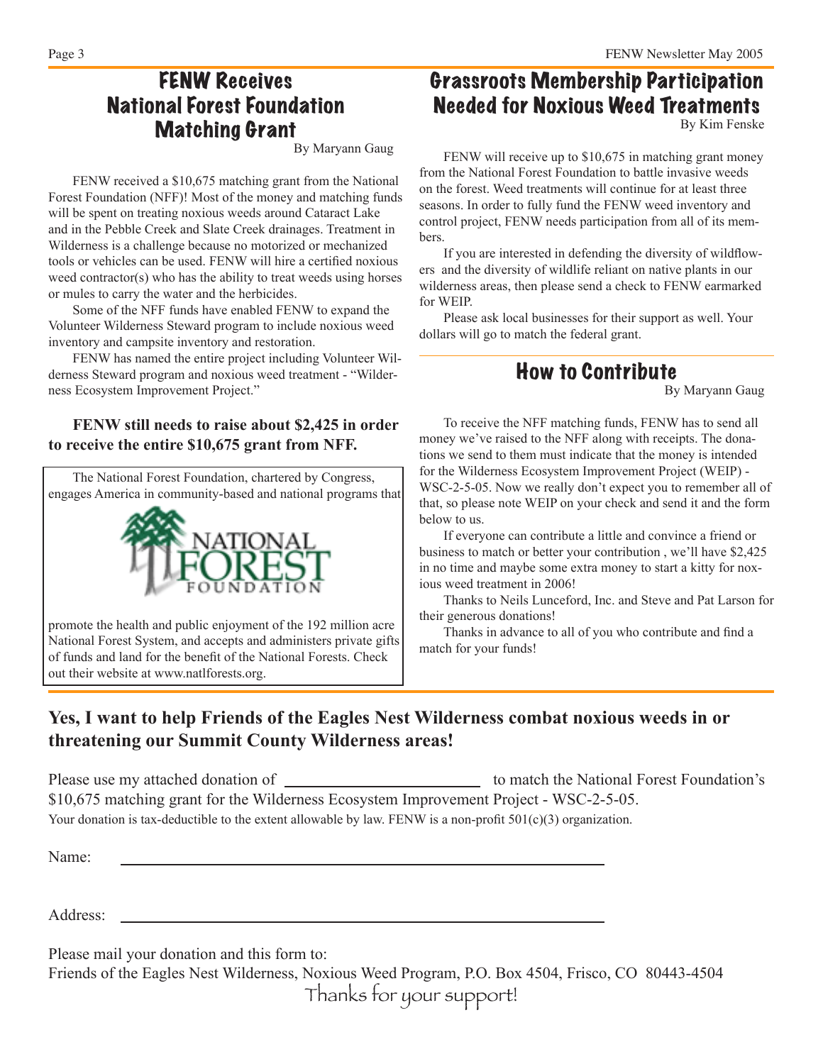## FENW Receives National Forest Foundation Matching Grant

By Maryann Gaug

FENW received a $10,675 matching grant from the National Forest Foundation (NFF)! Most of the money and matching funds will be spent on treating noxious weeds around Cataract Lake and in the Pebble Creek and Slate Creek drainages. Treatment in Wilderness is a challenge because no motorized or mechanized tools or vehicles can be used. FENW will hire a certified noxious weed contractor(s) who has the ability to treat weeds using horses or mules to carry the water and the herbicides.

Some of the NFF funds have enabled FENW to expand the Volunteer Wilderness Steward program to include noxious weed inventory and campsite inventory and restoration.

FENW has named the entire project including Volunteer Wilderness Steward program and noxious weed treatment - "Wilderness Ecosystem Improvement Project."

**FENW still needs to raise about $2,425 in order to receive the entire $10,675 grant from NFF.**

The National Forest Foundation, chartered by Congress, engages America in community-based and national programs that promote the health and public enjoyment of the 192 million acre National Forest System, and accepts and administers private gifts of funds and land for the benefit of the National Forests. Check out their website at www.natlforests.org.

## Grassroots Membership Participation Needed for Noxious Weed Treatments

By Kim Fenske

FENW will receive up to $10,675 in matching grant money from the National Forest Foundation to battle invasive weeds on the forest. Weed treatments will continue for at least three seasons. In order to fully fund the FENW weed inventory and control project, FENW needs participation from all of its members.

If you are interested in defending the diversity of wildflowers and the diversity of wildlife reliant on native plants in our wilderness areas, then please send a check to FENW earmarked for WEIP.

Please ask local businesses for their support as well. Your dollars will go to match the federal grant.

## How to Contribute

By Maryann Gaug

To receive the NFF matching funds, FENW has to send all money we've raised to the NFF along with receipts. The donations we send to them must indicate that the money is intended for the Wilderness Ecosystem Improvement Project (WEIP) - WSC-2-5-05. Now we really don't expect you to remember all of that, so please note WEIP on your check and send it and the form below to us.

If everyone can contribute a little and convince a friend or business to match or better your contribution , we'll have $2,425 in no time and maybe some extra money to start a kitty for noxious weed treatment in 2006!

Thanks to Neils Lunceford, Inc. and Steve and Pat Larson for their generous donations!

Thanks in advance to all of you who contribute and find a match for your funds!

**Yes, I want to help Friends of the Eagles Nest Wilderness combat noxious weeds in or threatening our Summit County Wilderness areas!**

Please use my attached donation of ________________________ to match the National Forest Foundation's $10,675 matching grant for the Wilderness Ecosystem Improvement Project - WSC-2-5-05.

Your donation is tax-deductible to the extent allowable by law. FENW is a non-profit 501(c)(3) organization.

Name: ____________________________________________

Address: __________________________________________

Please mail your donation and this form to:
Friends of the Eagles Nest Wilderness, Noxious Weed Program, P.O. Box 4504, Frisco, CO 80443-4504

Thanks for your support!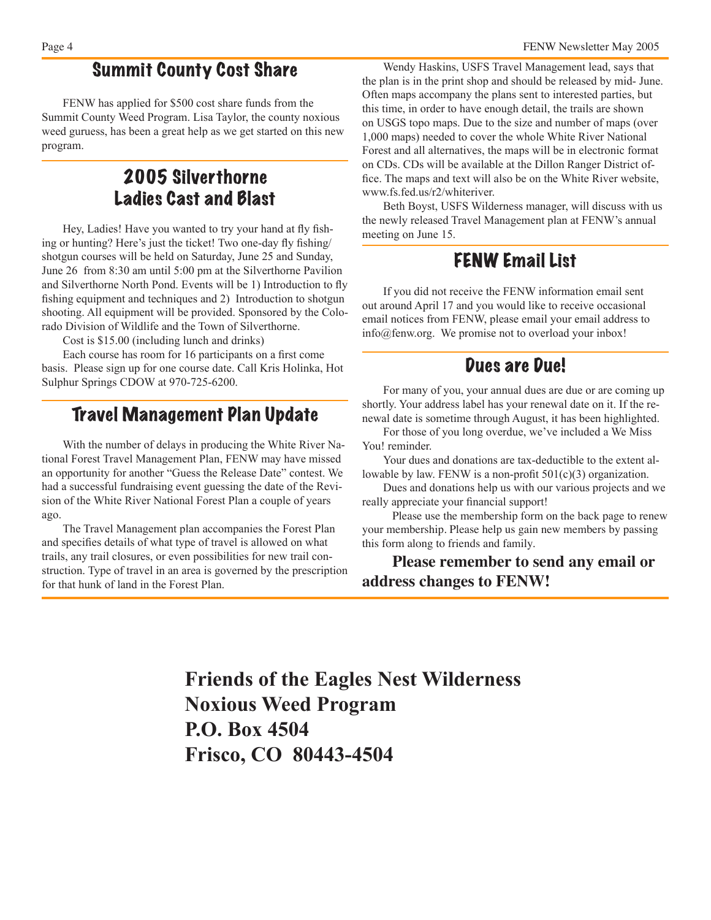## Summit County Cost Share

FENW has applied for $500 cost share funds from the Summit County Weed Program. Lisa Taylor, the county noxious weed guruess, has been a great help as we get started on this new program.

## 2005 Silverthorne Ladies Cast and Blast

Hey, Ladies! Have you wanted to try your hand at fly fishing or hunting? Here's just the ticket! Two one-day fly fishing/shotgun courses will be held on Saturday, June 25 and Sunday, June 26 from 8:30 am until 5:00 pm at the Silverthorne Pavilion and Silverthorne North Pond. Events will be 1) Introduction to fly fishing equipment and techniques and 2) Introduction to shotgun shooting. All equipment will be provided. Sponsored by the Colorado Division of Wildlife and the Town of Silverthorne.

Cost is $15.00 (including lunch and drinks)

Each course has room for 16 participants on a first come basis. Please sign up for one course date. Call Kris Holinka, Hot Sulphur Springs CDOW at 970-725-6200.

## Travel Management Plan Update

With the number of delays in producing the White River National Forest Travel Management Plan, FENW may have missed an opportunity for another "Guess the Release Date" contest. We had a successful fundraising event guessing the date of the Revision of the White River National Forest Plan a couple of years ago.

The Travel Management plan accompanies the Forest Plan and specifies details of what type of travel is allowed on what trails, any trail closures, or even possibilities for new trail construction. Type of travel in an area is governed by the prescription for that hunk of land in the Forest Plan.

Wendy Haskins, USFS Travel Management lead, says that the plan is in the print shop and should be released by mid- June. Often maps accompany the plans sent to interested parties, but this time, in order to have enough detail, the trails are shown on USGS topo maps. Due to the size and number of maps (over 1,000 maps) needed to cover the whole White River National Forest and all alternatives, the maps will be in electronic format on CDs. CDs will be available at the Dillon Ranger District office. The maps and text will also be on the White River website, www.fs.fed.us/r2/whiteriver.

Beth Boyst, USFS Wilderness manager, will discuss with us the newly released Travel Management plan at FENW's annual meeting on June 15.

## FENW Email List

If you did not receive the FENW information email sent out around April 17 and you would like to receive occasional email notices from FENW, please email your email address to info@fenw.org. We promise not to overload your inbox!

## Dues are Due!

For many of you, your annual dues are due or are coming up shortly. Your address label has your renewal date on it. If the renewal date is sometime through August, it has been highlighted.

For those of you long overdue, we've included a We Miss You! reminder.

Your dues and donations are tax-deductible to the extent allowable by law. FENW is a non-profit 501(c)(3) organization.

Dues and donations help us with our various projects and we really appreciate your financial support!

Please use the membership form on the back page to renew your membership. Please help us gain new members by passing this form along to friends and family.

**Please remember to send any email or address changes to FENW!**

**Friends of the Eagles Nest Wilderness**
**Noxious Weed Program**
**P.O. Box 4504**
**Frisco, CO 80443-4504**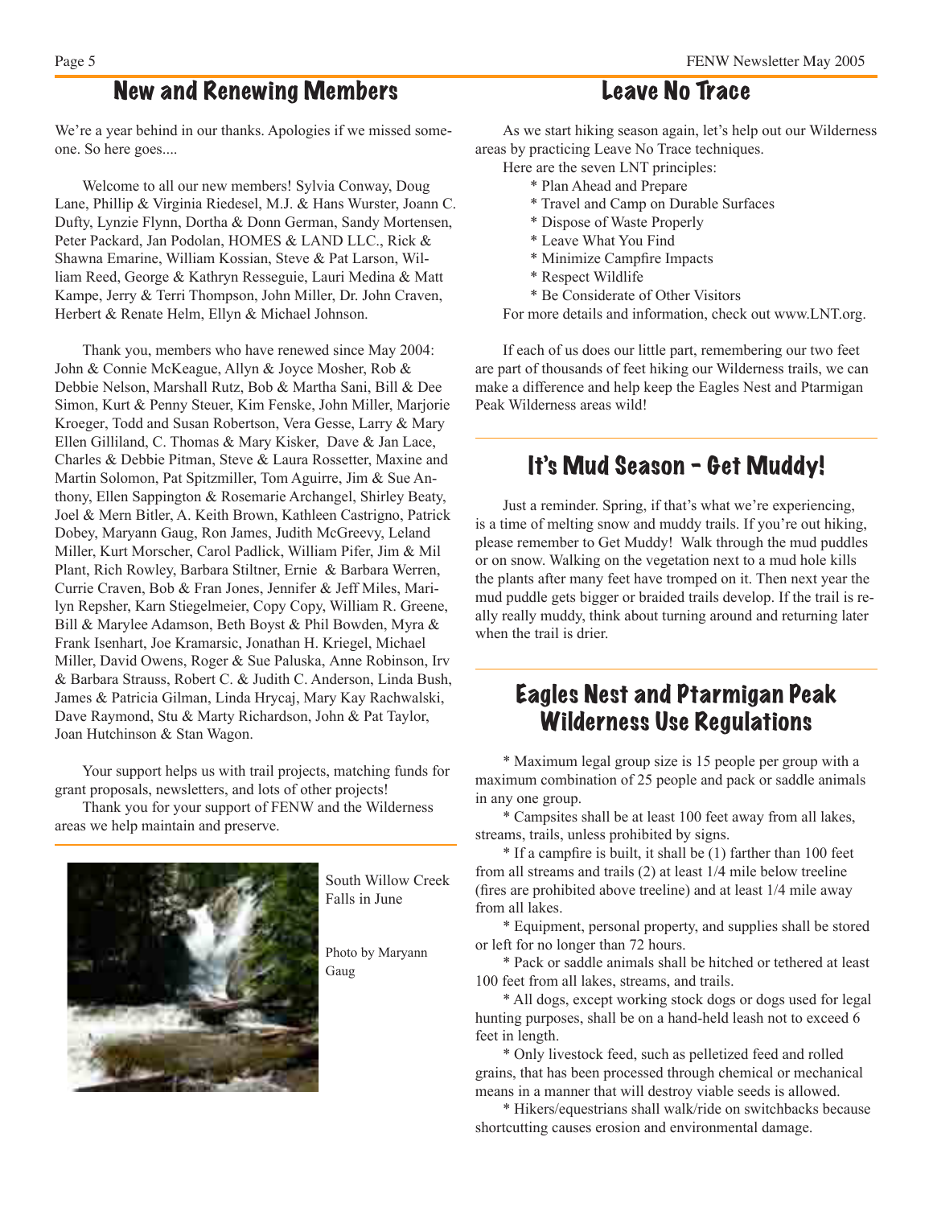## New and Renewing Members

We're a year behind in our thanks. Apologies if we missed someone. So here goes....

Welcome to all our new members! Sylvia Conway, Doug Lane, Phillip & Virginia Riedesel, M.J. & Hans Wurster, Joann C. Dufty, Lynzie Flynn, Dortha & Donn German, Sandy Mortensen, Peter Packard, Jan Podolan, HOMES & LAND LLC., Rick & Shawna Emarine, William Kossian, Steve & Pat Larson, William Reed, George & Kathryn Resseguie, Lauri Medina & Matt Kampe, Jerry & Terri Thompson, John Miller, Dr. John Craven, Herbert & Renate Helm, Ellyn & Michael Johnson.

Thank you, members who have renewed since May 2004: John & Connie McKeague, Allyn & Joyce Mosher, Rob & Debbie Nelson, Marshall Rutz, Bob & Martha Sani, Bill & Dee Simon, Kurt & Penny Steuer, Kim Fenske, John Miller, Marjorie Kroeger, Todd and Susan Robertson, Vera Gesse, Larry & Mary Ellen Gilliland, C. Thomas & Mary Kisker, Dave & Jan Lace, Charles & Debbie Pitman, Steve & Laura Rossetter, Maxine and Martin Solomon, Pat Spitzmiller, Tom Aguirre, Jim & Sue Anthony, Ellen Sappington & Rosemarie Archangel, Shirley Beaty, Joel & Mern Bitler, A. Keith Brown, Kathleen Castrigno, Patrick Dobey, Maryann Gaug, Ron James, Judith McGreevy, Leland Miller, Kurt Morscher, Carol Padlick, William Pifer, Jim & Mil Plant, Rich Rowley, Barbara Stiltner, Ernie & Barbara Werren, Currie Craven, Bob & Fran Jones, Jennifer & Jeff Miles, Marilyn Repsher, Karn Stiegelmeier, Copy Copy, William R. Greene, Bill & Marylee Adamson, Beth Boyst & Phil Bowden, Myra & Frank Isenhart, Joe Kramarsic, Jonathan H. Kriegel, Michael Miller, David Owens, Roger & Sue Paluska, Anne Robinson, Irv & Barbara Strauss, Robert C. & Judith C. Anderson, Linda Bush, James & Patricia Gilman, Linda Hrycaj, Mary Kay Rachwalski, Dave Raymond, Stu & Marty Richardson, John & Pat Taylor, Joan Hutchinson & Stan Wagon.

Your support helps us with trail projects, matching funds for grant proposals, newsletters, and lots of other projects!

Thank you for your support of FENW and the Wilderness areas we help maintain and preserve.

South Willow Creek Falls in June

Photo by Maryann Gaug

## Leave No Trace

As we start hiking season again, let's help out our Wilderness areas by practicing Leave No Trace techniques.

Here are the seven LNT principles:

- Plan Ahead and Prepare
- Travel and Camp on Durable Surfaces
- Dispose of Waste Properly
- Leave What You Find
- Minimize Campfire Impacts
- Respect Wildlife
- Be Considerate of Other Visitors

For more details and information, check out www.LNT.org.

If each of us does our little part, remembering our two feet are part of thousands of feet hiking our Wilderness trails, we can make a difference and help keep the Eagles Nest and Ptarmigan Peak Wilderness areas wild!

## It's Mud Season - Get Muddy!

Just a reminder. Spring, if that's what we're experiencing, is a time of melting snow and muddy trails. If you're out hiking, please remember to Get Muddy! Walk through the mud puddles or on snow. Walking on the vegetation next to a mud hole kills the plants after many feet have tromped on it. Then next year the mud puddle gets bigger or braided trails develop. If the trail is really really muddy, think about turning around and returning later when the trail is drier.

## Eagles Nest and Ptarmigan Peak Wilderness Use Regulations

- Maximum legal group size is 15 people per group with a maximum combination of 25 people and pack or saddle animals in any one group.
- Campsites shall be at least 100 feet away from all lakes, streams, trails, unless prohibited by signs.
- If a campfire is built, it shall be (1) farther than 100 feet from all streams and trails (2) at least 1/4 mile below treeline (fires are prohibited above treeline) and at least 1/4 mile away from all lakes.
- Equipment, personal property, and supplies shall be stored or left for no longer than 72 hours.
- Pack or saddle animals shall be hitched or tethered at least 100 feet from all lakes, streams, and trails.
- All dogs, except working stock dogs or dogs used for legal hunting purposes, shall be on a hand-held leash not to exceed 6 feet in length.
- Only livestock feed, such as pelletized feed and rolled grains, that has been processed through chemical or mechanical means in a manner that will destroy viable seeds is allowed.
- Hikers/equestrians shall walk/ride on switchbacks because shortcutting causes erosion and environmental damage.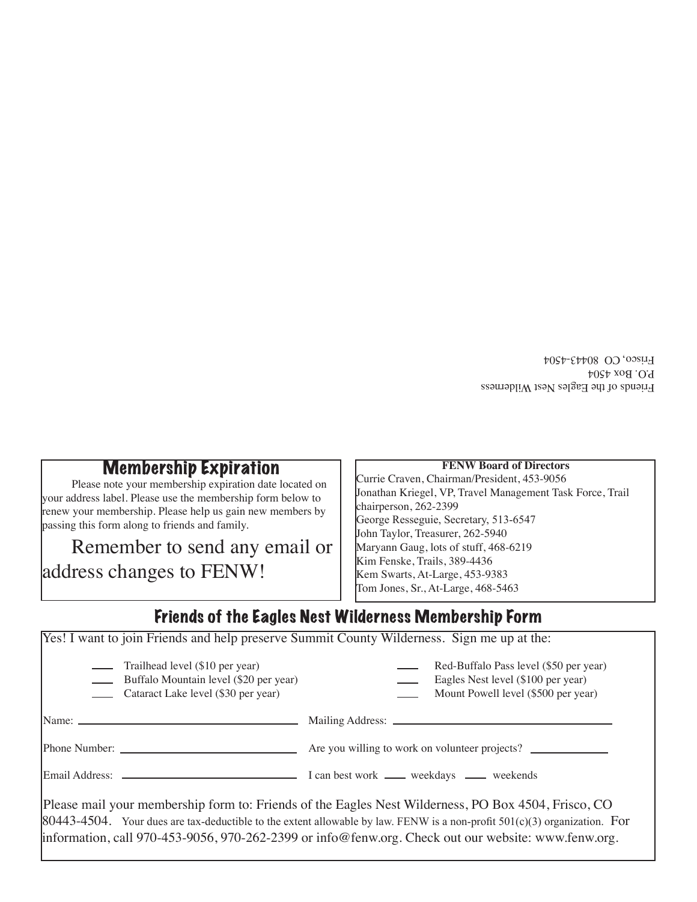Friends of the Eagles Nest Wilderness
P.O. Box 4504
Frisco, CO 80443-4504

## Membership Expiration

Please note your membership expiration date located on your address label. Please use the membership form below to renew your membership. Please help us gain new members by passing this form along to friends and family.

Remember to send any email or address changes to FENW!

**FENW Board of Directors**

Currie Craven, Chairman/President, 453-9056
Jonathan Kriegel, VP, Travel Management Task Force, Trail chairperson, 262-2399
George Resseguie, Secretary, 513-6547
John Taylor, Treasurer, 262-5940
Maryann Gaug, lots of stuff, 468-6219
Kim Fenske, Trails, 389-4436
Kem Swarts, At-Large, 453-9383
Tom Jones, Sr., At-Large, 468-5463

## Friends of the Eagles Nest Wilderness Membership Form

Yes! I want to join Friends and help preserve Summit County Wilderness. Sign me up at the:

- ____ Trailhead level ($10 per year)
- ____ Buffalo Mountain level ($20 per year)
- ____ Cataract Lake level ($30 per year)
- ____ Red-Buffalo Pass level ($50 per year)
- ____ Eagles Nest level ($100 per year)
- ____ Mount Powell level ($500 per year)

Name: ______________________ Mailing Address: ______________________

Phone Number: ______________________ Are you willing to work on volunteer projects? ____________

Email Address: ______________________ I can best work ____ weekdays ____ weekends

Please mail your membership form to: Friends of the Eagles Nest Wilderness, PO Box 4504, Frisco, CO 80443-4504. Your dues are tax-deductible to the extent allowable by law. FENW is a non-profit 501(c)(3) organization. For information, call 970-453-9056, 970-262-2399 or info@fenw.org. Check out our website: www.fenw.org.